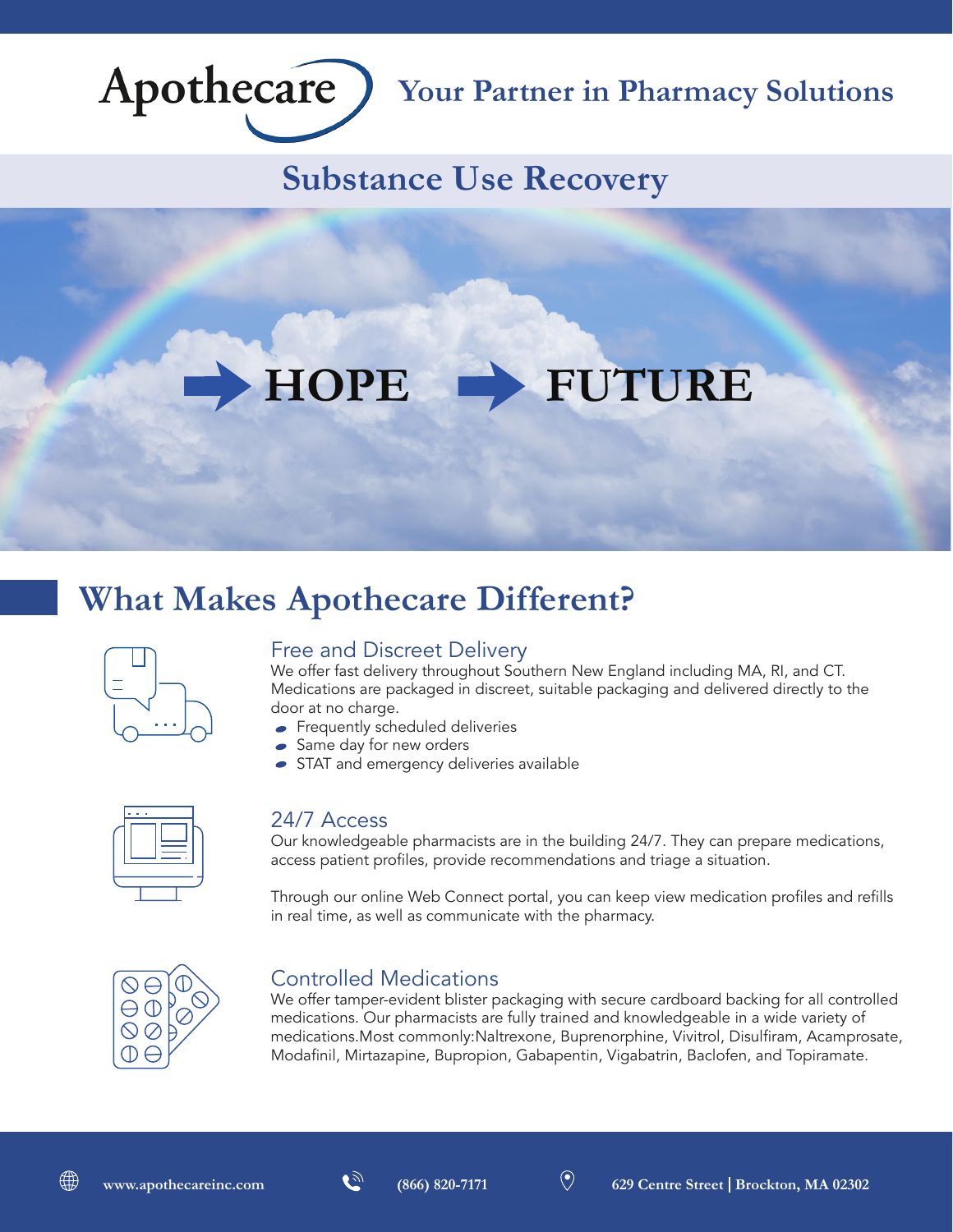# Apothecare

**Your Partner in Pharmacy Solutions**

## Substance Use Recovery

**HOPE → FUTURE**

## What Makes Apothecare Different?

### Free and Discreet Delivery

We offer fast delivery throughout Southern New England including MA, RI, and CT. Medications are packaged in discreet, suitable packaging and delivered directly to the door at no charge.

- Frequently scheduled deliveries
- Same day for new orders
- STAT and emergency deliveries available

### 24/7 Access

Our knowledgeable pharmacists are in the building 24/7. They can prepare medications, access patient profiles, provide recommendations and triage a situation.

Through our online Web Connect portal, you can keep view medication profiles and refills in real time, as well as communicate with the pharmacy.

### Controlled Medications

We offer tamper-evident blister packaging with secure cardboard backing for all controlled medications. Our pharmacists are fully trained and knowledgeable in a wide variety of medications.Most commonly:Naltrexone, Buprenorphine, Vivitrol, Disulfiram, Acamprosate, Modafinil, Mirtazapine, Bupropion, Gabapentin, Vigabatrin, Baclofen, and Topiramate.

www.apothecareinc.com (866) 820-7171 629 Centre Street | Brockton, MA 02302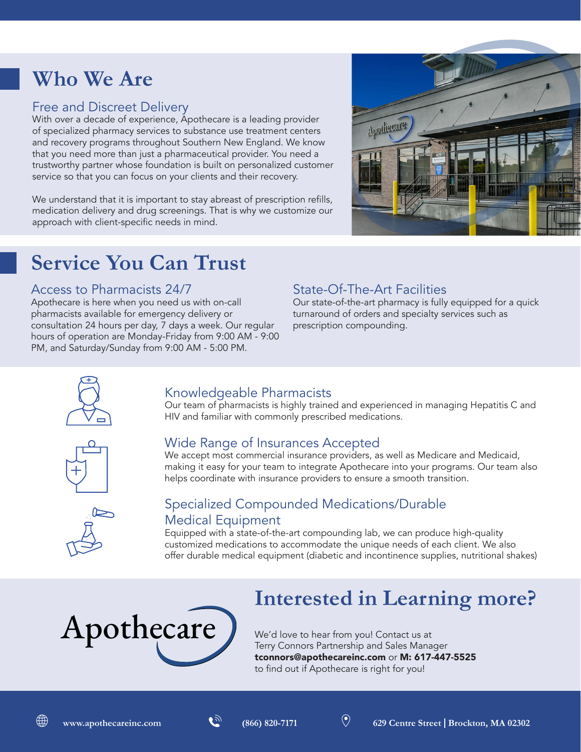# Who We Are

### Free and Discreet Delivery

With over a decade of experience, Apothecare is a leading provider of specialized pharmacy services to substance use treatment centers and recovery programs throughout Southern New England. We know that you need more than just a pharmaceutical provider. You need a trustworthy partner whose foundation is built on personalized customer service so that you can focus on your clients and their recovery.

We understand that it is important to stay abreast of prescription refills, medication delivery and drug screenings. That is why we customize our approach with client-specific needs in mind.

# Service You Can Trust

### Access to Pharmacists 24/7

Apothecare is here when you need us with on-call pharmacists available for emergency delivery or consultation 24 hours per day, 7 days a week. Our regular hours of operation are Monday-Friday from 9:00 AM - 9:00 PM, and Saturday/Sunday from 9:00 AM - 5:00 PM.

### State-Of-The-Art Facilities

Our state-of-the-art pharmacy is fully equipped for a quick turnaround of orders and specialty services such as prescription compounding.

### Knowledgeable Pharmacists

Our team of pharmacists is highly trained and experienced in managing Hepatitis C and HIV and familiar with commonly prescribed medications.

### Wide Range of Insurances Accepted

We accept most commercial insurance providers, as well as Medicare and Medicaid, making it easy for your team to integrate Apothecare into your programs. Our team also helps coordinate with insurance providers to ensure a smooth transition.

### Specialized Compounded Medications/Durable Medical Equipment

Equipped with a state-of-the-art compounding lab, we can produce high-quality customized medications to accommodate the unique needs of each client. We also offer durable medical equipment (diabetic and incontinence supplies, nutritional shakes)

Apothecare

# Interested in Learning more?

We'd love to hear from you! Contact us at
Terry Connors Partnership and Sales Manager
**tconnors@apothecareinc.com** or **M: 617-447-5525**
to find out if Apothecare is right for you!

**www.apothecareinc.com** **(866) 820-7171** **629 Centre Street | Brockton, MA 02302**